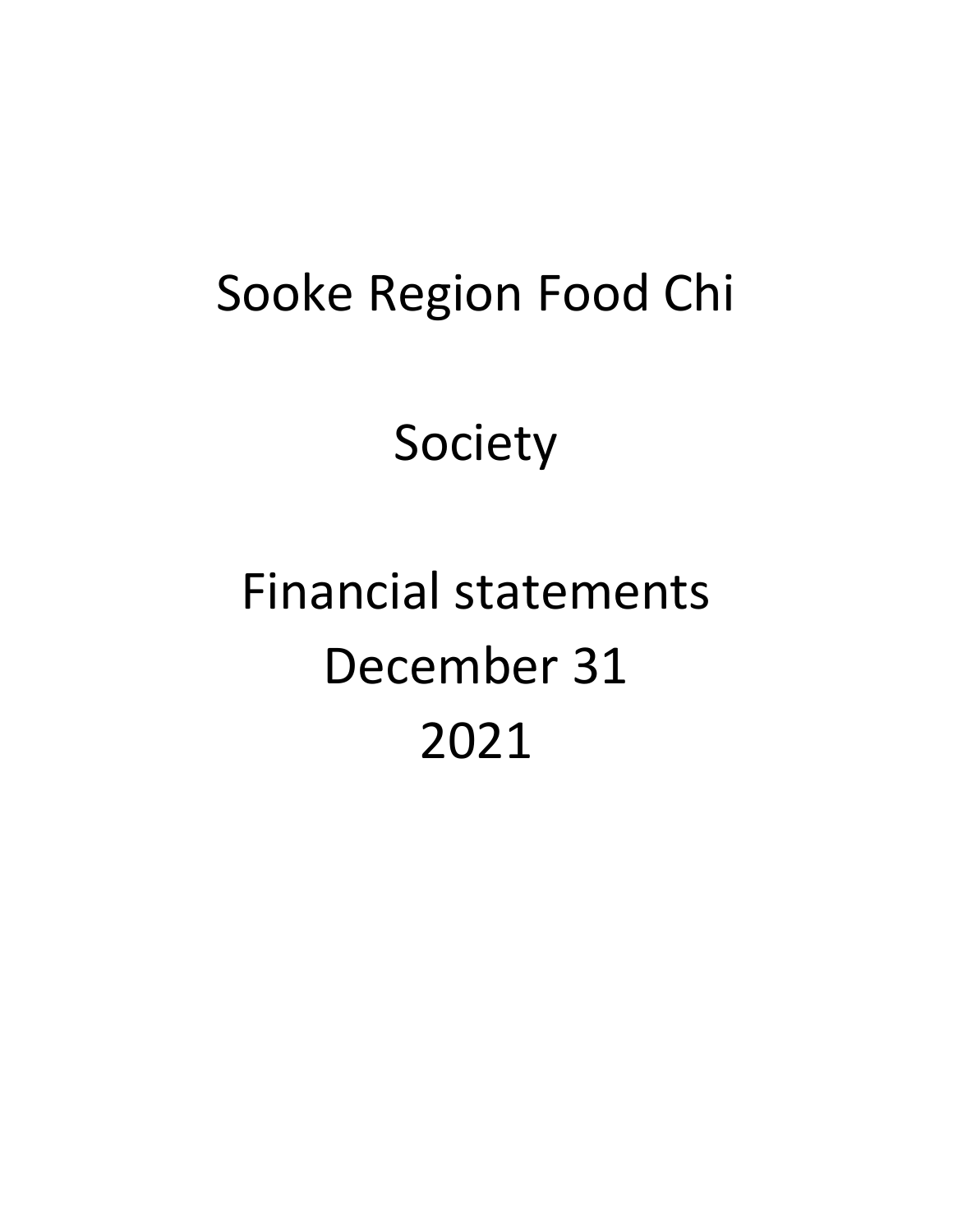# Sooke Region Food Chi

# Society

# Financial statements
# December 31
# 2021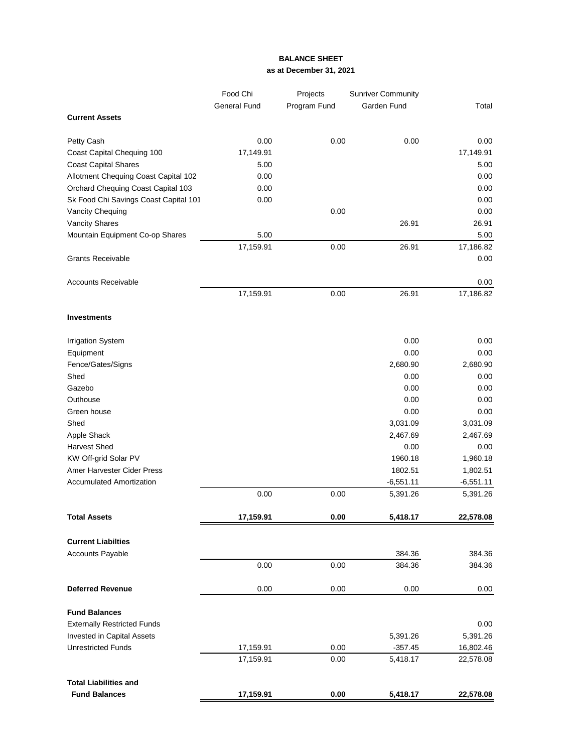**BALANCE SHEET**
**as at December 31, 2021**

| | Food Chi General Fund | Projects Program Fund | Sunriver Community Garden Fund | Total |
|---|---|---|---|---|
| **Current Assets** | | | | |
| Petty Cash | 0.00 | 0.00 | 0.00 | 0.00 |
| Coast Capital Chequing 100 | 17,149.91 | | | 17,149.91 |
| Coast Capital Shares | 5.00 | | | 5.00 |
| Allotment Chequing Coast Capital 102 | 0.00 | | | 0.00 |
| Orchard Chequing Coast Capital 103 | 0.00 | | | 0.00 |
| Sk Food Chi Savings Coast Capital 101 | 0.00 | | | 0.00 |
| Vancity Chequing | | 0.00 | | 0.00 |
| Vancity Shares | | | 26.91 | 26.91 |
| Mountain Equipment Co-op Shares | 5.00 | | | 5.00 |
| | 17,159.91 | 0.00 | 26.91 | 17,186.82 |
| Grants Receivable | | | | 0.00 |
| Accounts Receivable | | | | 0.00 |
| | 17,159.91 | 0.00 | 26.91 | 17,186.82 |
| **Investments** | | | | |
| Irrigation System | | | 0.00 | 0.00 |
| Equipment | | | 0.00 | 0.00 |
| Fence/Gates/Signs | | | 2,680.90 | 2,680.90 |
| Shed | | | 0.00 | 0.00 |
| Gazebo | | | 0.00 | 0.00 |
| Outhouse | | | 0.00 | 0.00 |
| Green house | | | 0.00 | 0.00 |
| Shed | | | 3,031.09 | 3,031.09 |
| Apple Shack | | | 2,467.69 | 2,467.69 |
| Harvest Shed | | | 0.00 | 0.00 |
| KW Off-grid Solar PV | | | 1960.18 | 1,960.18 |
| Amer Harvester Cider Press | | | 1802.51 | 1,802.51 |
| Accumulated Amortization | | | -6,551.11 | -6,551.11 |
| | 0.00 | 0.00 | 5,391.26 | 5,391.26 |
| **Total Assets** | **17,159.91** | **0.00** | **5,418.17** | **22,578.08** |
| **Current Liabilties** | | | | |
| Accounts Payable | | | 384.36 | 384.36 |
| | 0.00 | 0.00 | 384.36 | 384.36 |
| **Deferred Revenue** | 0.00 | 0.00 | 0.00 | 0.00 |
| **Fund Balances** | | | | |
| Externally Restricted Funds | | | | 0.00 |
| Invested in Capital Assets | | | 5,391.26 | 5,391.26 |
| Unrestricted Funds | 17,159.91 | 0.00 | -357.45 | 16,802.46 |
| | 17,159.91 | 0.00 | 5,418.17 | 22,578.08 |
| **Total Liabilities and Fund Balances** | **17,159.91** | **0.00** | **5,418.17** | **22,578.08** |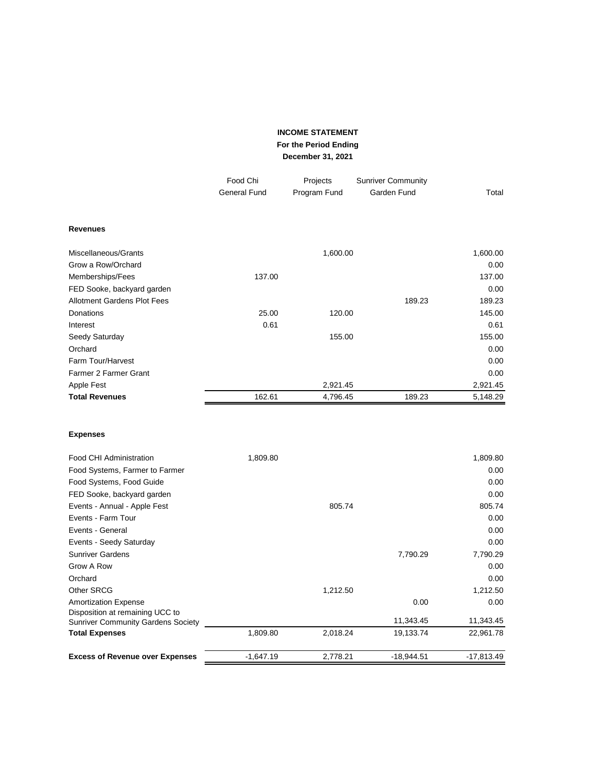**INCOME STATEMENT**
**For the Period Ending**
**December 31, 2021**

| | Food Chi General Fund | Projects Program Fund | Sunriver Community Garden Fund | Total |
|---|---|---|---|---|
| **Revenues** | | | | |
| Miscellaneous/Grants | | 1,600.00 | | 1,600.00 |
| Grow a Row/Orchard | | | | 0.00 |
| Memberships/Fees | 137.00 | | | 137.00 |
| FED Sooke, backyard garden | | | | 0.00 |
| Allotment Gardens Plot Fees | | | 189.23 | 189.23 |
| Donations | 25.00 | 120.00 | | 145.00 |
| Interest | 0.61 | | | 0.61 |
| Seedy Saturday | | 155.00 | | 155.00 |
| Orchard | | | | 0.00 |
| Farm Tour/Harvest | | | | 0.00 |
| Farmer 2 Farmer Grant | | | | 0.00 |
| Apple Fest | | 2,921.45 | | 2,921.45 |
| **Total Revenues** | 162.61 | 4,796.45 | 189.23 | 5,148.29 |
| **Expenses** | | | | |
| Food CHI Administration | 1,809.80 | | | 1,809.80 |
| Food Systems, Farmer to Farmer | | | | 0.00 |
| Food Systems, Food Guide | | | | 0.00 |
| FED Sooke, backyard garden | | | | 0.00 |
| Events - Annual - Apple Fest | | 805.74 | | 805.74 |
| Events - Farm Tour | | | | 0.00 |
| Events - General | | | | 0.00 |
| Events - Seedy Saturday | | | | 0.00 |
| Sunriver Gardens | | | 7,790.29 | 7,790.29 |
| Grow A Row | | | | 0.00 |
| Orchard | | | | 0.00 |
| Other SRCG | | 1,212.50 | | 1,212.50 |
| Amortization Expense | | | 0.00 | 0.00 |
| Disposition at remaining UCC to Sunriver Community Gardens Society | | | 11,343.45 | 11,343.45 |
| **Total Expenses** | 1,809.80 | 2,018.24 | 19,133.74 | 22,961.78 |
| **Excess of Revenue over Expenses** | -1,647.19 | 2,778.21 | -18,944.51 | -17,813.49 |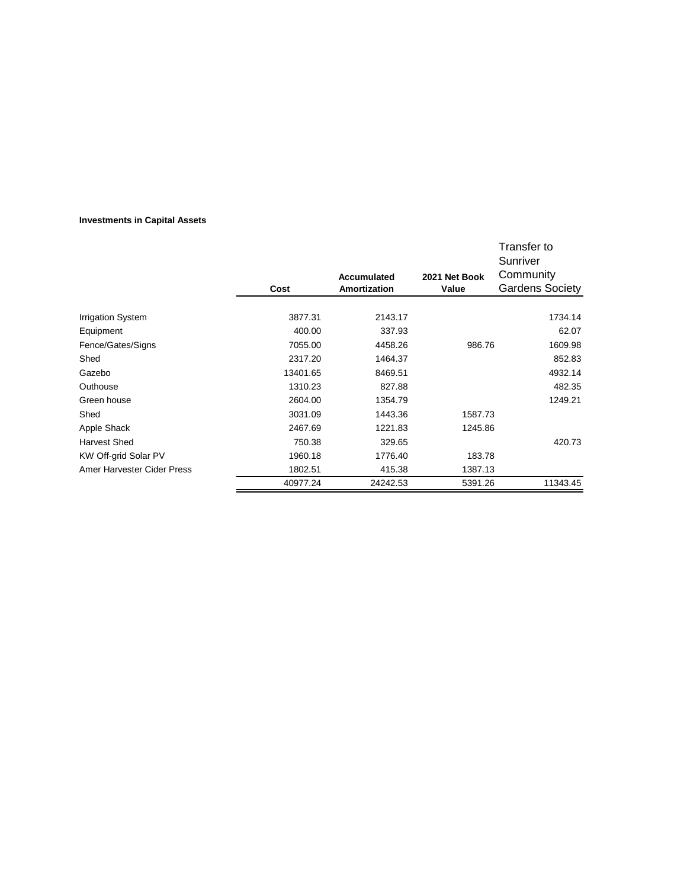**Investments in Capital Assets**

| | Cost | Accumulated Amortization | 2021 Net Book Value | Transfer to Sunriver Community Gardens Society |
|---|---|---|---|---|
| Irrigation System | 3877.31 | 2143.17 | | 1734.14 |
| Equipment | 400.00 | 337.93 | | 62.07 |
| Fence/Gates/Signs | 7055.00 | 4458.26 | 986.76 | 1609.98 |
| Shed | 2317.20 | 1464.37 | | 852.83 |
| Gazebo | 13401.65 | 8469.51 | | 4932.14 |
| Outhouse | 1310.23 | 827.88 | | 482.35 |
| Green house | 2604.00 | 1354.79 | | 1249.21 |
| Shed | 3031.09 | 1443.36 | 1587.73 | |
| Apple Shack | 2467.69 | 1221.83 | 1245.86 | |
| Harvest Shed | 750.38 | 329.65 | | 420.73 |
| KW Off-grid Solar PV | 1960.18 | 1776.40 | 183.78 | |
| Amer Harvester Cider Press | 1802.51 | 415.38 | 1387.13 | |
| | 40977.24 | 24242.53 | 5391.26 | 11343.45 |